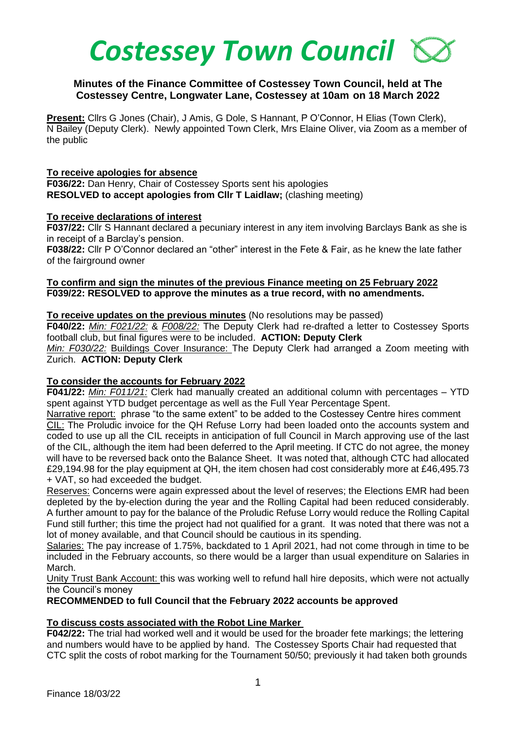# *Costessey Town Council*

## Minutes of the Finance Committee of Costessey Town Council, held at The Costessey Centre, Longwater Lane, Costessey at 10am on 18 March 2022

**Present:** Cllrs G Jones (Chair), J Amis, G Dole, S Hannant, P O'Connor, H Elias (Town Clerk), N Bailey (Deputy Clerk). Newly appointed Town Clerk, Mrs Elaine Oliver, via Zoom as a member of the public

**To receive apologies for absence**

**F036/22:** Dan Henry, Chair of Costessey Sports sent his apologies
**RESOLVED to accept apologies from Cllr T Laidlaw;** (clashing meeting)

**To receive declarations of interest**

**F037/22:** Cllr S Hannant declared a pecuniary interest in any item involving Barclays Bank as she is in receipt of a Barclay's pension.

**F038/22:** Cllr P O'Connor declared an "other" interest in the Fete & Fair, as he knew the late father of the fairground owner

**To confirm and sign the minutes of the previous Finance meeting on 25 February 2022**
**F039/22: RESOLVED to approve the minutes as a true record, with no amendments.**

**To receive updates on the previous minutes** (No resolutions may be passed)

**F040/22:** *Min: F021/22:* & *F008/22:* The Deputy Clerk had re-drafted a letter to Costessey Sports football club, but final figures were to be included. **ACTION: Deputy Clerk**
*Min: F030/22:* Buildings Cover Insurance: The Deputy Clerk had arranged a Zoom meeting with Zurich. **ACTION: Deputy Clerk**

**To consider the accounts for February 2022**

**F041/22:** *Min: F011/21:* Clerk had manually created an additional column with percentages – YTD spent against YTD budget percentage as well as the Full Year Percentage Spent.

Narrative report: phrase "to the same extent" to be added to the Costessey Centre hires comment

CIL: The Proludic invoice for the QH Refuse Lorry had been loaded onto the accounts system and coded to use up all the CIL receipts in anticipation of full Council in March approving use of the last of the CIL, although the item had been deferred to the April meeting. If CTC do not agree, the money will have to be reversed back onto the Balance Sheet. It was noted that, although CTC had allocated £29,194.98 for the play equipment at QH, the item chosen had cost considerably more at £46,495.73 + VAT, so had exceeded the budget.

Reserves: Concerns were again expressed about the level of reserves; the Elections EMR had been depleted by the by-election during the year and the Rolling Capital had been reduced considerably. A further amount to pay for the balance of the Proludic Refuse Lorry would reduce the Rolling Capital Fund still further; this time the project had not qualified for a grant. It was noted that there was not a lot of money available, and that Council should be cautious in its spending.

Salaries: The pay increase of 1.75%, backdated to 1 April 2021, had not come through in time to be included in the February accounts, so there would be a larger than usual expenditure on Salaries in March.

Unity Trust Bank Account: this was working well to refund hall hire deposits, which were not actually the Council's money

**RECOMMENDED to full Council that the February 2022 accounts be approved**

**To discuss costs associated with the Robot Line Marker**

**F042/22:** The trial had worked well and it would be used for the broader fete markings; the lettering and numbers would have to be applied by hand. The Costessey Sports Chair had requested that CTC split the costs of robot marking for the Tournament 50/50; previously it had taken both grounds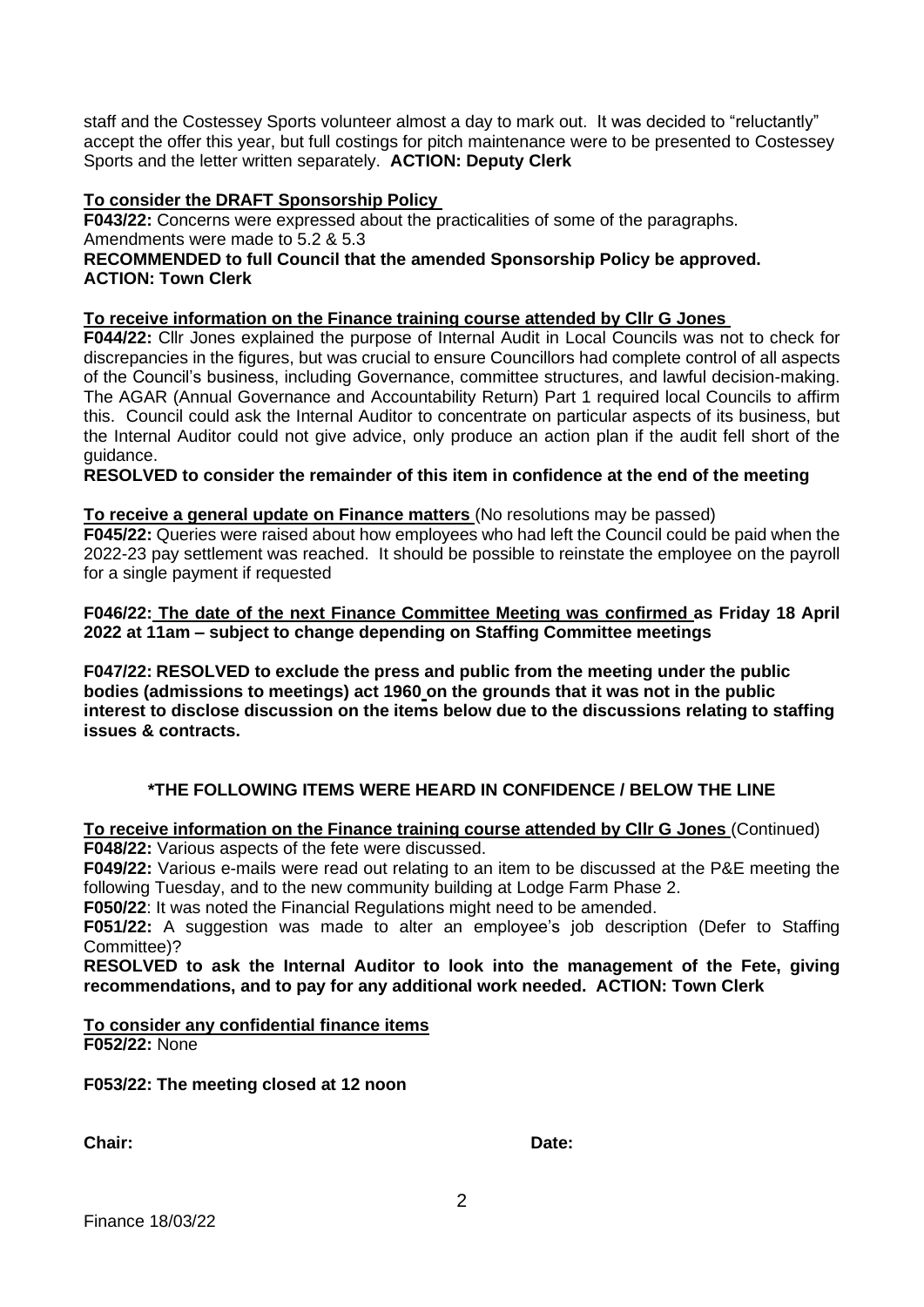staff and the Costessey Sports volunteer almost a day to mark out. It was decided to "reluctantly" accept the offer this year, but full costings for pitch maintenance were to be presented to Costessey Sports and the letter written separately. **ACTION: Deputy Clerk**

**To consider the DRAFT Sponsorship Policy**

**F043/22:** Concerns were expressed about the practicalities of some of the paragraphs. Amendments were made to 5.2 & 5.3

**RECOMMENDED to full Council that the amended Sponsorship Policy be approved. ACTION: Town Clerk**

**To receive information on the Finance training course attended by Cllr G Jones**

**F044/22:** Cllr Jones explained the purpose of Internal Audit in Local Councils was not to check for discrepancies in the figures, but was crucial to ensure Councillors had complete control of all aspects of the Council's business, including Governance, committee structures, and lawful decision-making. The AGAR (Annual Governance and Accountability Return) Part 1 required local Councils to affirm this. Council could ask the Internal Auditor to concentrate on particular aspects of its business, but the Internal Auditor could not give advice, only produce an action plan if the audit fell short of the guidance.

**RESOLVED to consider the remainder of this item in confidence at the end of the meeting**

**To receive a general update on Finance matters** (No resolutions may be passed)

**F045/22:** Queries were raised about how employees who had left the Council could be paid when the 2022-23 pay settlement was reached. It should be possible to reinstate the employee on the payroll for a single payment if requested

**F046/22: The date of the next Finance Committee Meeting was confirmed as Friday 18 April 2022 at 11am – subject to change depending on Staffing Committee meetings**

**F047/22: RESOLVED to exclude the press and public from the meeting under the public bodies (admissions to meetings) act 1960 on the grounds that it was not in the public interest to disclose discussion on the items below due to the discussions relating to staffing issues & contracts.**

**\*THE FOLLOWING ITEMS WERE HEARD IN CONFIDENCE / BELOW THE LINE**

**To receive information on the Finance training course attended by Cllr G Jones** (Continued)

**F048/22:** Various aspects of the fete were discussed.

**F049/22:** Various e-mails were read out relating to an item to be discussed at the P&E meeting the following Tuesday, and to the new community building at Lodge Farm Phase 2.

**F050/22**: It was noted the Financial Regulations might need to be amended.

**F051/22:** A suggestion was made to alter an employee's job description (Defer to Staffing Committee)?

**RESOLVED to ask the Internal Auditor to look into the management of the Fete, giving recommendations, and to pay for any additional work needed. ACTION: Town Clerk**

**To consider any confidential finance items**

**F052/22:** None

**F053/22: The meeting closed at 12 noon**

**Chair:** **Date:**